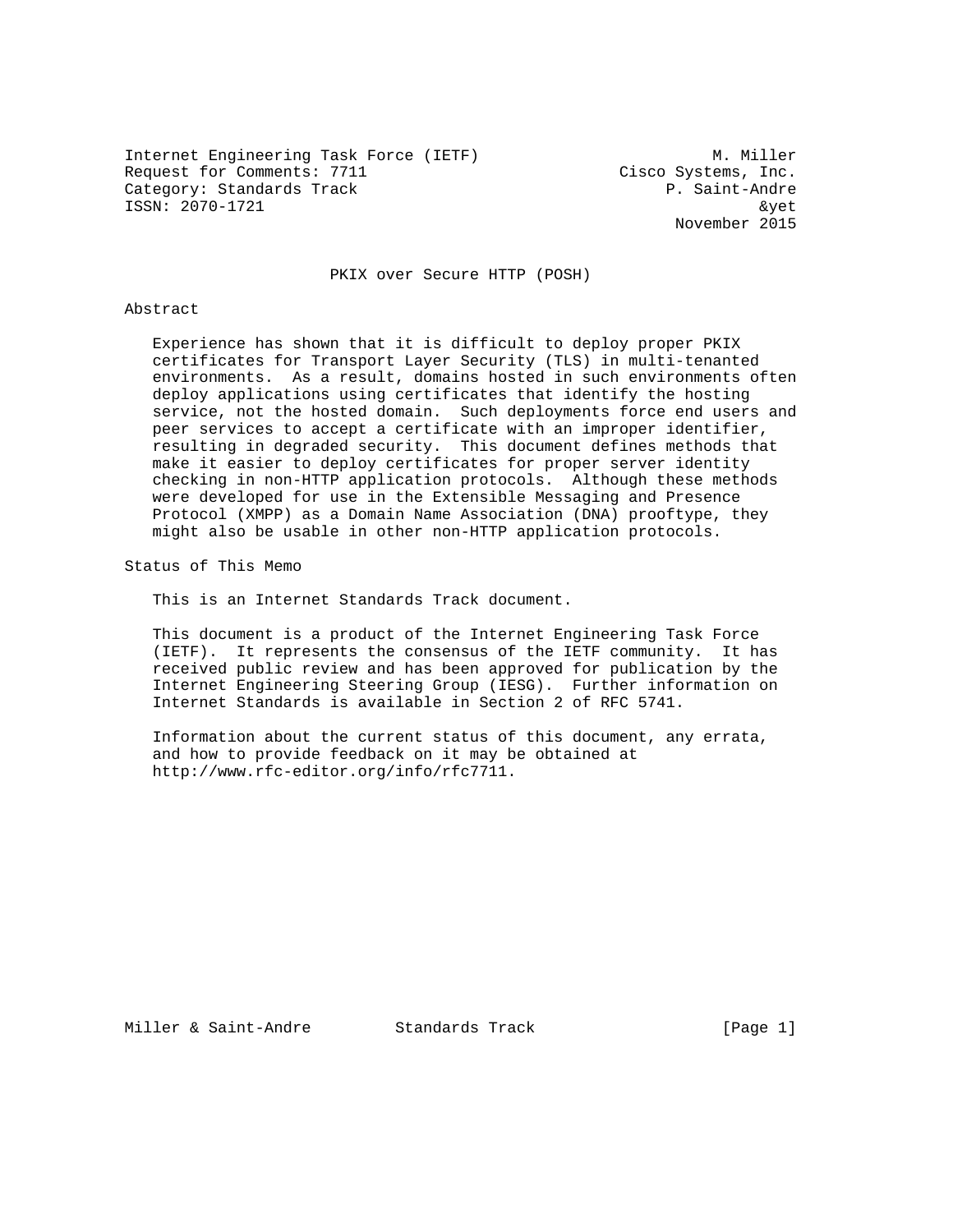Internet Engineering Task Force (IETF)  M. Miller
Request for Comments: 7711  Cisco Systems, Inc.
Category: Standards Track  P. Saint-Andre
ISSN: 2070-1721  &yet
November 2015

# PKIX over Secure HTTP (POSH)

## Abstract

Experience has shown that it is difficult to deploy proper PKIX certificates for Transport Layer Security (TLS) in multi-tenanted environments. As a result, domains hosted in such environments often deploy applications using certificates that identify the hosting service, not the hosted domain. Such deployments force end users and peer services to accept a certificate with an improper identifier, resulting in degraded security. This document defines methods that make it easier to deploy certificates for proper server identity checking in non-HTTP application protocols. Although these methods were developed for use in the Extensible Messaging and Presence Protocol (XMPP) as a Domain Name Association (DNA) prooftype, they might also be usable in other non-HTTP application protocols.

## Status of This Memo

This is an Internet Standards Track document.

This document is a product of the Internet Engineering Task Force (IETF). It represents the consensus of the IETF community. It has received public review and has been approved for publication by the Internet Engineering Steering Group (IESG). Further information on Internet Standards is available in Section 2 of RFC 5741.

Information about the current status of this document, any errata, and how to provide feedback on it may be obtained at http://www.rfc-editor.org/info/rfc7711.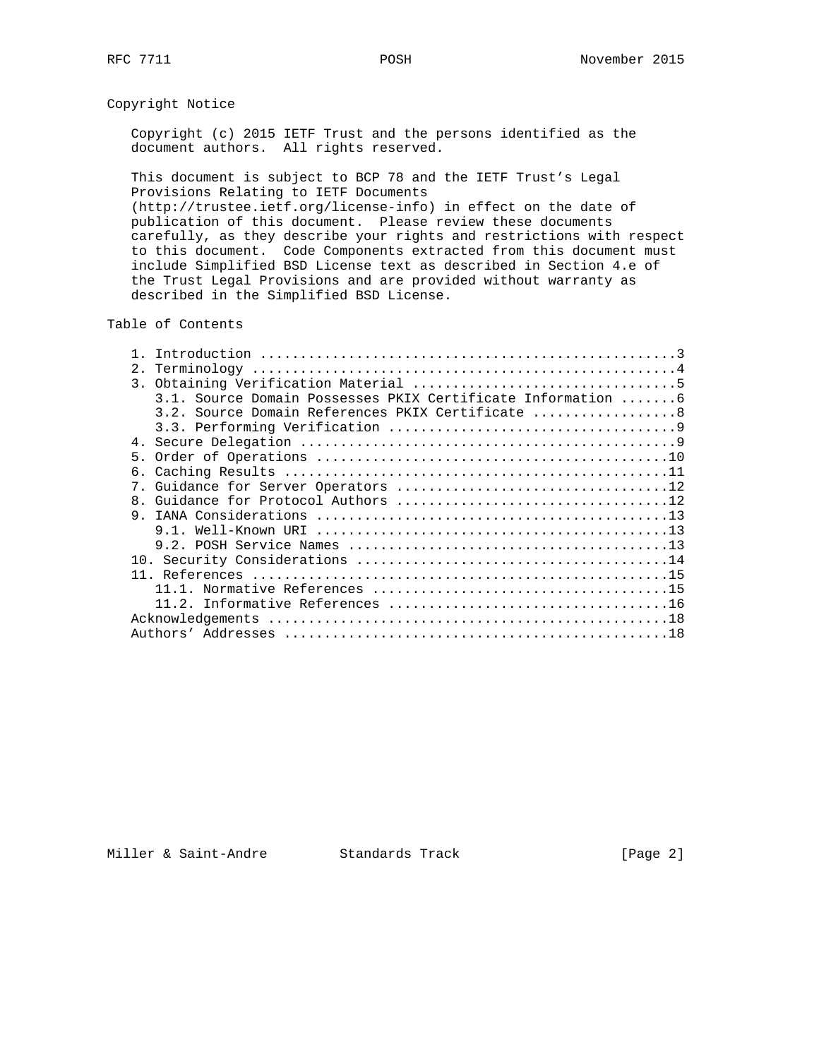## Copyright Notice

Copyright (c) 2015 IETF Trust and the persons identified as the document authors. All rights reserved.

This document is subject to BCP 78 and the IETF Trust's Legal Provisions Relating to IETF Documents (http://trustee.ietf.org/license-info) in effect on the date of publication of this document. Please review these documents carefully, as they describe your rights and restrictions with respect to this document. Code Components extracted from this document must include Simplified BSD License text as described in Section 4.e of the Trust Legal Provisions and are provided without warranty as described in the Simplified BSD License.

## Table of Contents

```
   1. Introduction ....................................................3
   2. Terminology .....................................................4
   3. Obtaining Verification Material .................................5
      3.1. Source Domain Possesses PKIX Certificate Information .......6
      3.2. Source Domain References PKIX Certificate ..................8
      3.3. Performing Verification ....................................9
   4. Secure Delegation ...............................................9
   5. Order of Operations ............................................10
   6. Caching Results ................................................11
   7. Guidance for Server Operators ..................................12
   8. Guidance for Protocol Authors ..................................12
   9. IANA Considerations ............................................13
      9.1. Well-Known URI ............................................13
      9.2. POSH Service Names ........................................13
   10. Security Considerations .......................................14
   11. References ....................................................15
      11.1. Normative References .....................................15
      11.2. Informative References ...................................16
   Acknowledgements ..................................................18
   Authors' Addresses ................................................18
```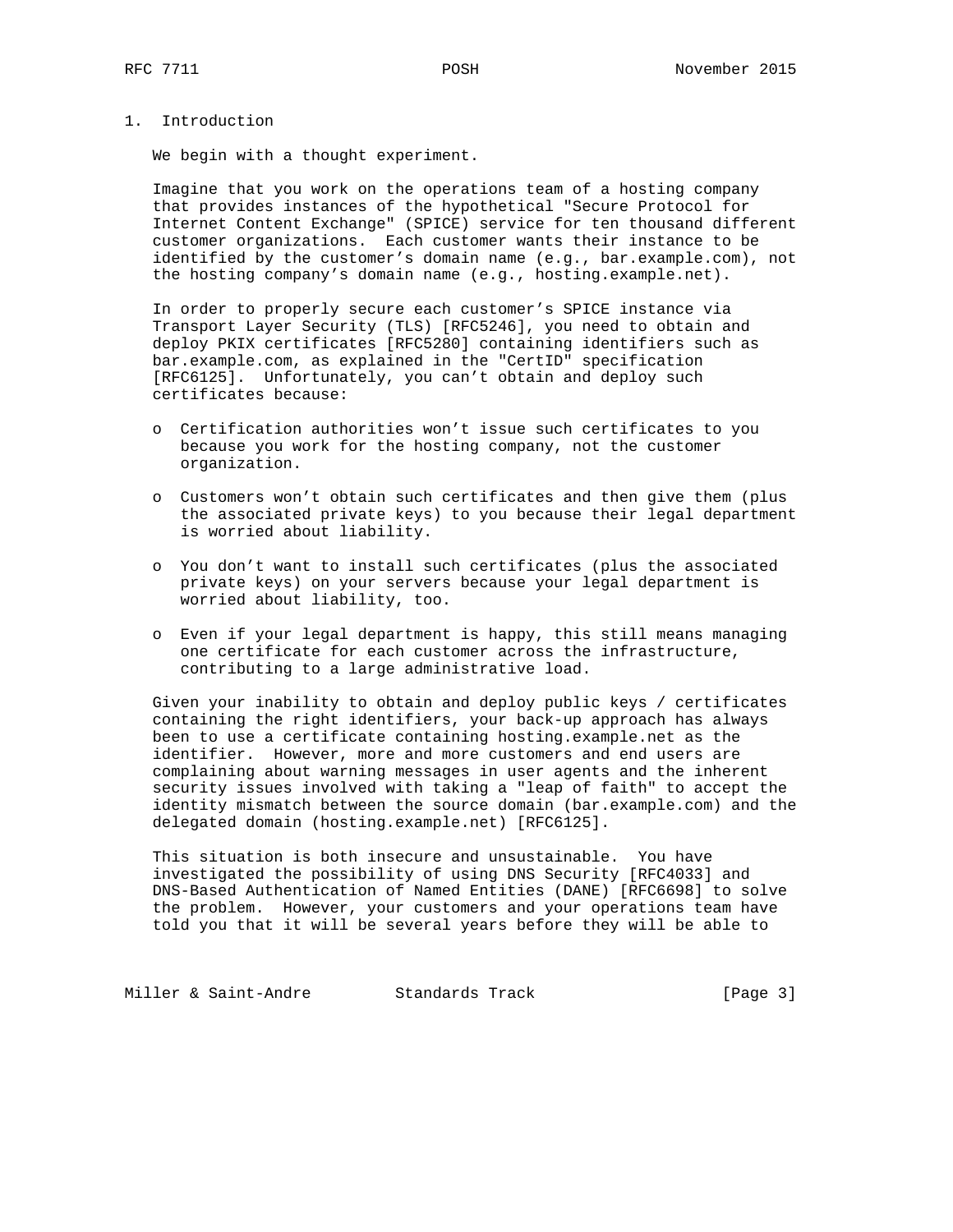## 1. Introduction

We begin with a thought experiment.

Imagine that you work on the operations team of a hosting company that provides instances of the hypothetical "Secure Protocol for Internet Content Exchange" (SPICE) service for ten thousand different customer organizations. Each customer wants their instance to be identified by the customer's domain name (e.g., bar.example.com), not the hosting company's domain name (e.g., hosting.example.net).

In order to properly secure each customer's SPICE instance via Transport Layer Security (TLS) [RFC5246], you need to obtain and deploy PKIX certificates [RFC5280] containing identifiers such as bar.example.com, as explained in the "CertID" specification [RFC6125]. Unfortunately, you can't obtain and deploy such certificates because:

- Certification authorities won't issue such certificates to you because you work for the hosting company, not the customer organization.
- Customers won't obtain such certificates and then give them (plus the associated private keys) to you because their legal department is worried about liability.
- You don't want to install such certificates (plus the associated private keys) on your servers because your legal department is worried about liability, too.
- Even if your legal department is happy, this still means managing one certificate for each customer across the infrastructure, contributing to a large administrative load.

Given your inability to obtain and deploy public keys / certificates containing the right identifiers, your back-up approach has always been to use a certificate containing hosting.example.net as the identifier. However, more and more customers and end users are complaining about warning messages in user agents and the inherent security issues involved with taking a "leap of faith" to accept the identity mismatch between the source domain (bar.example.com) and the delegated domain (hosting.example.net) [RFC6125].

This situation is both insecure and unsustainable. You have investigated the possibility of using DNS Security [RFC4033] and DNS-Based Authentication of Named Entities (DANE) [RFC6698] to solve the problem. However, your customers and your operations team have told you that it will be several years before they will be able to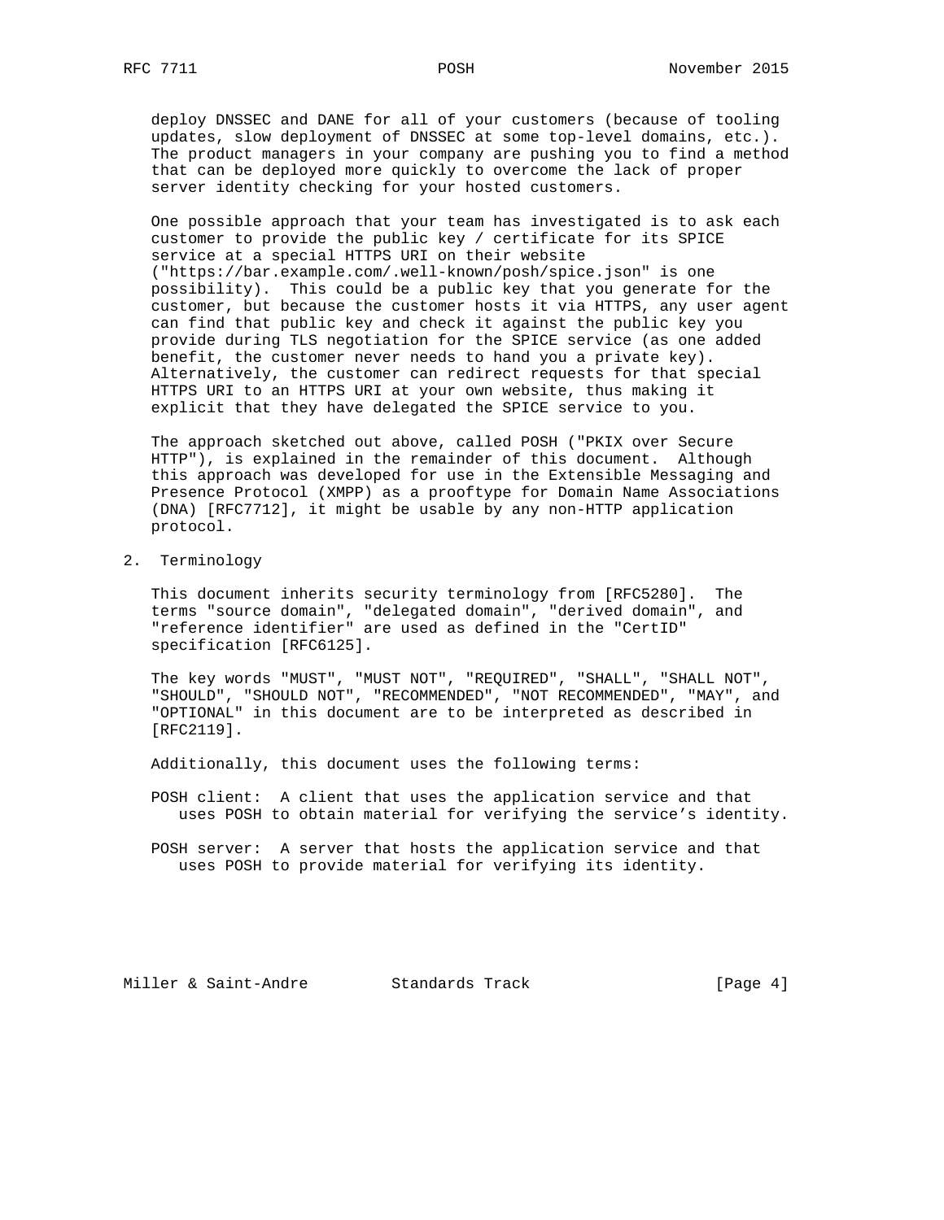deploy DNSSEC and DANE for all of your customers (because of tooling updates, slow deployment of DNSSEC at some top-level domains, etc.). The product managers in your company are pushing you to find a method that can be deployed more quickly to overcome the lack of proper server identity checking for your hosted customers.

One possible approach that your team has investigated is to ask each customer to provide the public key / certificate for its SPICE service at a special HTTPS URI on their website ("https://bar.example.com/.well-known/posh/spice.json" is one possibility). This could be a public key that you generate for the customer, but because the customer hosts it via HTTPS, any user agent can find that public key and check it against the public key you provide during TLS negotiation for the SPICE service (as one added benefit, the customer never needs to hand you a private key). Alternatively, the customer can redirect requests for that special HTTPS URI to an HTTPS URI at your own website, thus making it explicit that they have delegated the SPICE service to you.

The approach sketched out above, called POSH ("PKIX over Secure HTTP"), is explained in the remainder of this document. Although this approach was developed for use in the Extensible Messaging and Presence Protocol (XMPP) as a prooftype for Domain Name Associations (DNA) [RFC7712], it might be usable by any non-HTTP application protocol.

## 2. Terminology

This document inherits security terminology from [RFC5280]. The terms "source domain", "delegated domain", "derived domain", and "reference identifier" are used as defined in the "CertID" specification [RFC6125].

The key words "MUST", "MUST NOT", "REQUIRED", "SHALL", "SHALL NOT", "SHOULD", "SHOULD NOT", "RECOMMENDED", "NOT RECOMMENDED", "MAY", and "OPTIONAL" in this document are to be interpreted as described in [RFC2119].

Additionally, this document uses the following terms:

POSH client: A client that uses the application service and that uses POSH to obtain material for verifying the service's identity.

POSH server: A server that hosts the application service and that uses POSH to provide material for verifying its identity.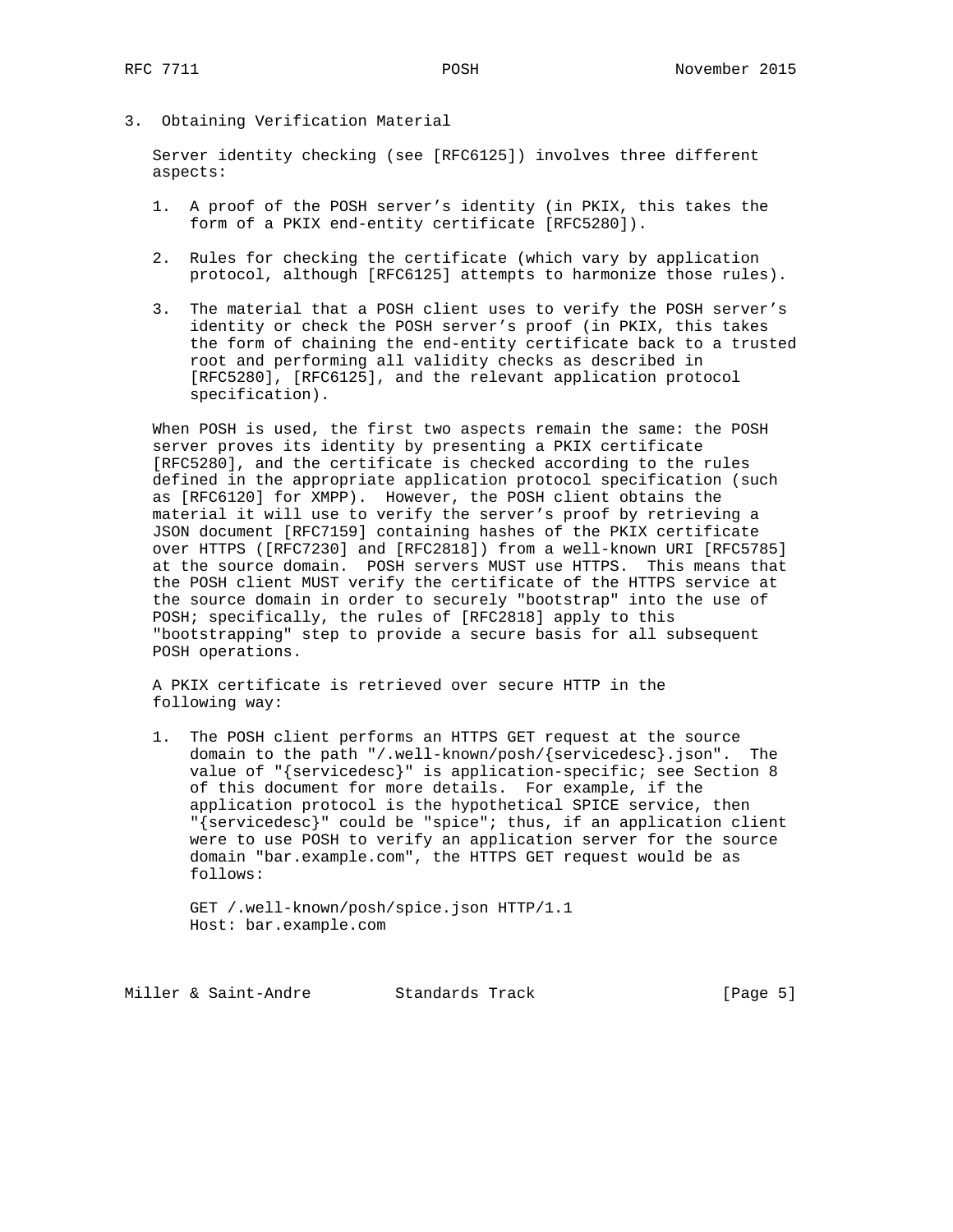## 3. Obtaining Verification Material

Server identity checking (see [RFC6125]) involves three different aspects:

1. A proof of the POSH server's identity (in PKIX, this takes the form of a PKIX end-entity certificate [RFC5280]).

2. Rules for checking the certificate (which vary by application protocol, although [RFC6125] attempts to harmonize those rules).

3. The material that a POSH client uses to verify the POSH server's identity or check the POSH server's proof (in PKIX, this takes the form of chaining the end-entity certificate back to a trusted root and performing all validity checks as described in [RFC5280], [RFC6125], and the relevant application protocol specification).

When POSH is used, the first two aspects remain the same: the POSH server proves its identity by presenting a PKIX certificate [RFC5280], and the certificate is checked according to the rules defined in the appropriate application protocol specification (such as [RFC6120] for XMPP). However, the POSH client obtains the material it will use to verify the server's proof by retrieving a JSON document [RFC7159] containing hashes of the PKIX certificate over HTTPS ([RFC7230] and [RFC2818]) from a well-known URI [RFC5785] at the source domain. POSH servers MUST use HTTPS. This means that the POSH client MUST verify the certificate of the HTTPS service at the source domain in order to securely "bootstrap" into the use of POSH; specifically, the rules of [RFC2818] apply to this "bootstrapping" step to provide a secure basis for all subsequent POSH operations.

A PKIX certificate is retrieved over secure HTTP in the following way:

1. The POSH client performs an HTTPS GET request at the source domain to the path "/.well-known/posh/{servicedesc}.json". The value of "{servicedesc}" is application-specific; see Section 8 of this document for more details. For example, if the application protocol is the hypothetical SPICE service, then "{servicedesc}" could be "spice"; thus, if an application client were to use POSH to verify an application server for the source domain "bar.example.com", the HTTPS GET request would be as follows:

   ```
   GET /.well-known/posh/spice.json HTTP/1.1
   Host: bar.example.com
   ```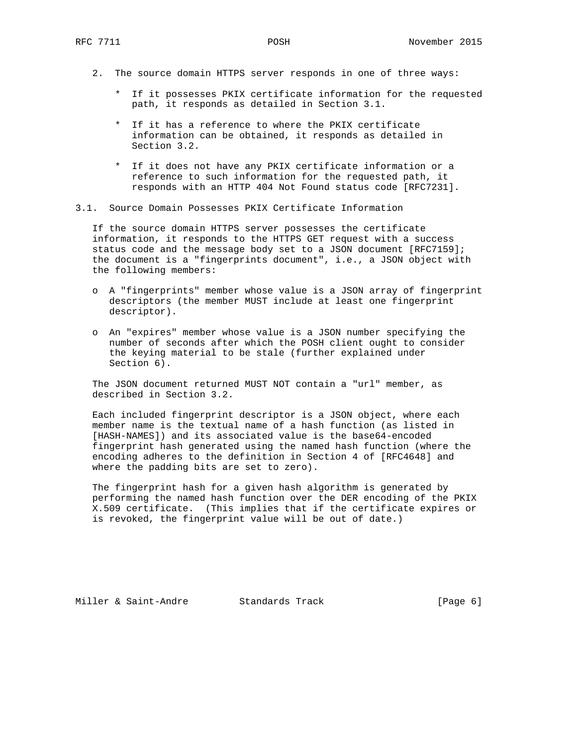2. The source domain HTTPS server responds in one of three ways:

   * If it possesses PKIX certificate information for the requested path, it responds as detailed in Section 3.1.

   * If it has a reference to where the PKIX certificate information can be obtained, it responds as detailed in Section 3.2.

   * If it does not have any PKIX certificate information or a reference to such information for the requested path, it responds with an HTTP 404 Not Found status code [RFC7231].

## 3.1. Source Domain Possesses PKIX Certificate Information

If the source domain HTTPS server possesses the certificate information, it responds to the HTTPS GET request with a success status code and the message body set to a JSON document [RFC7159]; the document is a "fingerprints document", i.e., a JSON object with the following members:

- A "fingerprints" member whose value is a JSON array of fingerprint descriptors (the member MUST include at least one fingerprint descriptor).

- An "expires" member whose value is a JSON number specifying the number of seconds after which the POSH client ought to consider the keying material to be stale (further explained under Section 6).

The JSON document returned MUST NOT contain a "url" member, as described in Section 3.2.

Each included fingerprint descriptor is a JSON object, where each member name is the textual name of a hash function (as listed in [HASH-NAMES]) and its associated value is the base64-encoded fingerprint hash generated using the named hash function (where the encoding adheres to the definition in Section 4 of [RFC4648] and where the padding bits are set to zero).

The fingerprint hash for a given hash algorithm is generated by performing the named hash function over the DER encoding of the PKIX X.509 certificate. (This implies that if the certificate expires or is revoked, the fingerprint value will be out of date.)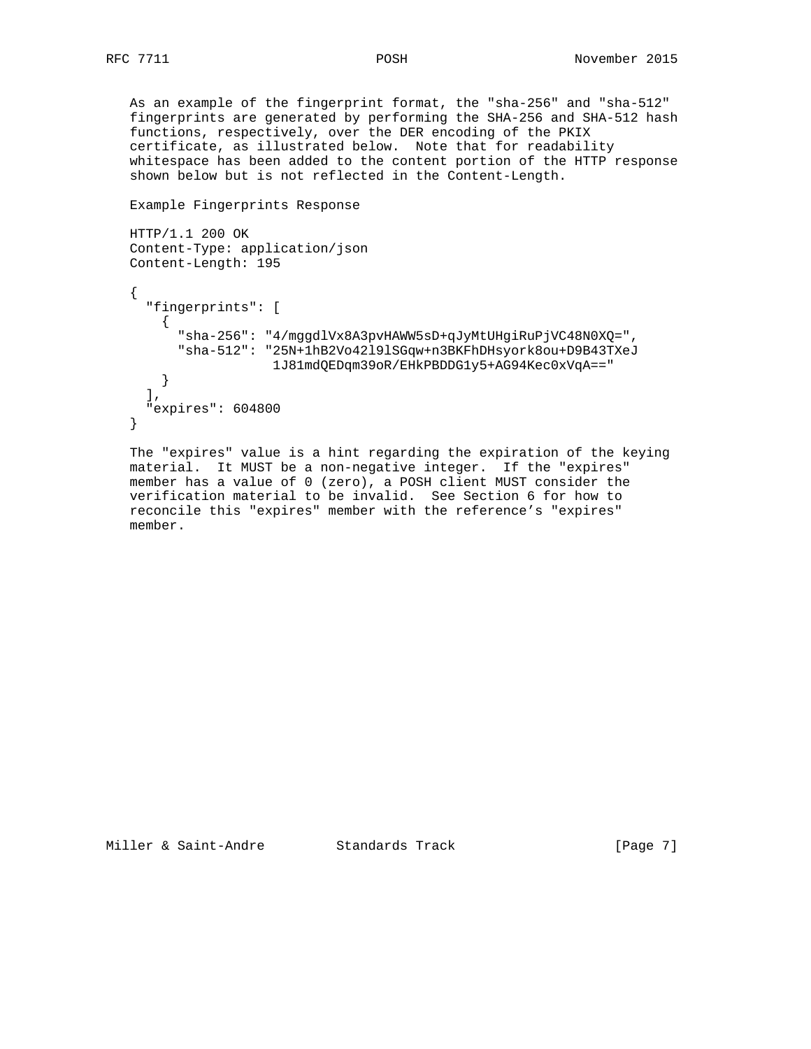As an example of the fingerprint format, the "sha-256" and "sha-512" fingerprints are generated by performing the SHA-256 and SHA-512 hash functions, respectively, over the DER encoding of the PKIX certificate, as illustrated below. Note that for readability whitespace has been added to the content portion of the HTTP response shown below but is not reflected in the Content-Length.

Example Fingerprints Response

```
HTTP/1.1 200 OK
Content-Type: application/json
Content-Length: 195

{
  "fingerprints": [
    {
      "sha-256": "4/mggdlVx8A3pvHAWW5sD+qJyMtUHgiRuPjVC48N0XQ=",
      "sha-512": "25N+1hB2Vo42l9lSGqw+n3BKFhDHsyork8ou+D9B43TXeJ
                  1J81mdQEDqm39oR/EHkPBDDG1y5+AG94Kec0xVqA=="
    }
  ],
  "expires": 604800
}
```

The "expires" value is a hint regarding the expiration of the keying material. It MUST be a non-negative integer. If the "expires" member has a value of 0 (zero), a POSH client MUST consider the verification material to be invalid. See Section 6 for how to reconcile this "expires" member with the reference's "expires" member.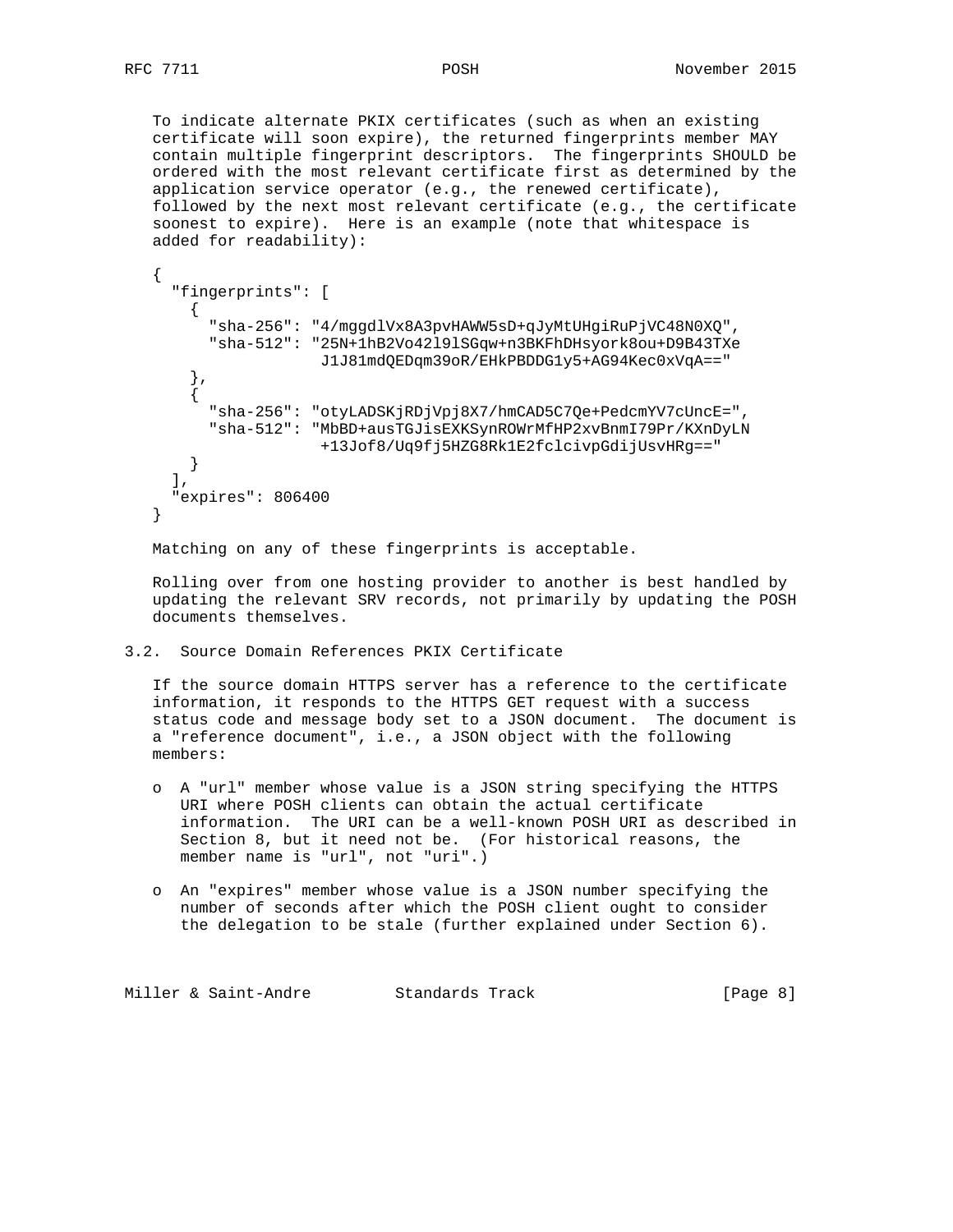To indicate alternate PKIX certificates (such as when an existing certificate will soon expire), the returned fingerprints member MAY contain multiple fingerprint descriptors. The fingerprints SHOULD be ordered with the most relevant certificate first as determined by the application service operator (e.g., the renewed certificate), followed by the next most relevant certificate (e.g., the certificate soonest to expire). Here is an example (note that whitespace is added for readability):

```
{
  "fingerprints": [
    {
      "sha-256": "4/mggdlVx8A3pvHAWW5sD+qJyMtUHgiRuPjVC48N0XQ",
      "sha-512": "25N+1hB2Vo42l9lSGqw+n3BKFhDHsyork8ou+D9B43TXe
                  J1J81mdQEDqm39oR/EHkPBDDG1y5+AG94Kec0xVqA=="
    },
    {
      "sha-256": "otyLADSKjRDjVpj8X7/hmCAD5C7Qe+PedcmYV7cUncE=",
      "sha-512": "MbBD+ausTGJisEXKSynROWrMfHP2xvBnmI79Pr/KXnDyLN
                  +13Jof8/Uq9fj5HZG8Rk1E2fclcivpGdijUsvHRg=="
    }
  ],
  "expires": 806400
}
```

Matching on any of these fingerprints is acceptable.

Rolling over from one hosting provider to another is best handled by updating the relevant SRV records, not primarily by updating the POSH documents themselves.

### 3.2. Source Domain References PKIX Certificate

If the source domain HTTPS server has a reference to the certificate information, it responds to the HTTPS GET request with a success status code and message body set to a JSON document. The document is a "reference document", i.e., a JSON object with the following members:

- A "url" member whose value is a JSON string specifying the HTTPS URI where POSH clients can obtain the actual certificate information. The URI can be a well-known POSH URI as described in Section 8, but it need not be. (For historical reasons, the member name is "url", not "uri".)

- An "expires" member whose value is a JSON number specifying the number of seconds after which the POSH client ought to consider the delegation to be stale (further explained under Section 6).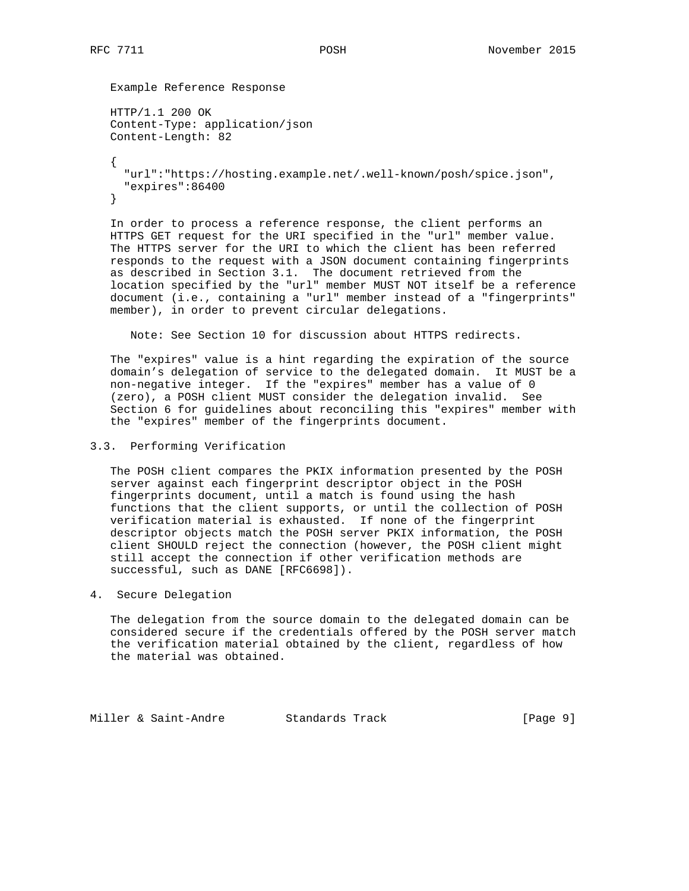Example Reference Response

```
HTTP/1.1 200 OK
Content-Type: application/json
Content-Length: 82

{
  "url":"https://hosting.example.net/.well-known/posh/spice.json",
  "expires":86400
}
```

In order to process a reference response, the client performs an HTTPS GET request for the URI specified in the "url" member value. The HTTPS server for the URI to which the client has been referred responds to the request with a JSON document containing fingerprints as described in Section 3.1. The document retrieved from the location specified by the "url" member MUST NOT itself be a reference document (i.e., containing a "url" member instead of a "fingerprints" member), in order to prevent circular delegations.

> Note: See Section 10 for discussion about HTTPS redirects.

The "expires" value is a hint regarding the expiration of the source domain's delegation of service to the delegated domain. It MUST be a non-negative integer. If the "expires" member has a value of 0 (zero), a POSH client MUST consider the delegation invalid. See Section 6 for guidelines about reconciling this "expires" member with the "expires" member of the fingerprints document.

### 3.3. Performing Verification

The POSH client compares the PKIX information presented by the POSH server against each fingerprint descriptor object in the POSH fingerprints document, until a match is found using the hash functions that the client supports, or until the collection of POSH verification material is exhausted. If none of the fingerprint descriptor objects match the POSH server PKIX information, the POSH client SHOULD reject the connection (however, the POSH client might still accept the connection if other verification methods are successful, such as DANE [RFC6698]).

## 4. Secure Delegation

The delegation from the source domain to the delegated domain can be considered secure if the credentials offered by the POSH server match the verification material obtained by the client, regardless of how the material was obtained.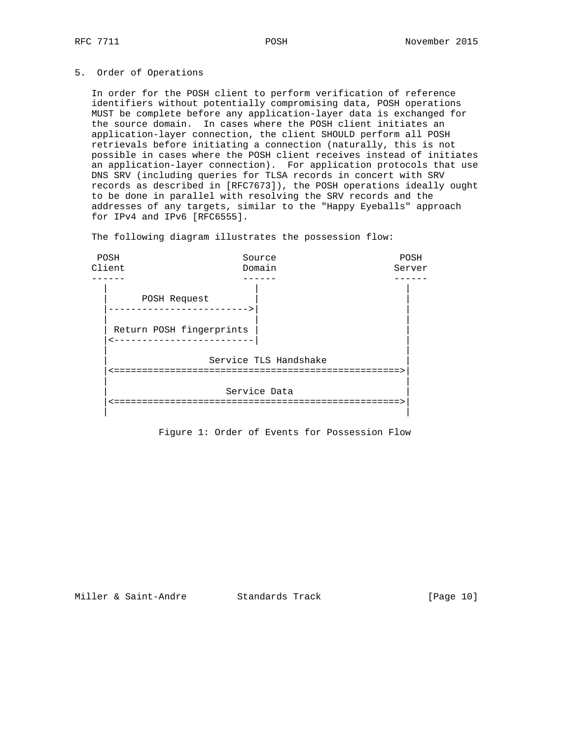## 5. Order of Operations

In order for the POSH client to perform verification of reference identifiers without potentially compromising data, POSH operations MUST be complete before any application-layer data is exchanged for the source domain. In cases where the POSH client initiates an application-layer connection, the client SHOULD perform all POSH retrievals before initiating a connection (naturally, this is not possible in cases where the POSH client receives instead of initiates an application-layer connection). For application protocols that use DNS SRV (including queries for TLSA records in concert with SRV records as described in [RFC7673]), the POSH operations ideally ought to be done in parallel with resolving the SRV records and the addresses of any targets, similar to the "Happy Eyeballs" approach for IPv4 and IPv6 [RFC6555].

The following diagram illustrates the possession flow:

```
 POSH                    Source                    POSH
Client                   Domain                   Server
------                   ------                   ------
  |                         |                        |
  |      POSH Request       |                        |
  |------------------------>|                        |
  |                         |                        |
  | Return POSH fingerprints |                       |
  |<------------------------|                        |
  |                                                  |
  |              Service TLS Handshake               |
  |<================================================>|
  |                                                  |
  |                   Service Data                   |
  |<================================================>|
  |                                                  |
```

Figure 1: Order of Events for Possession Flow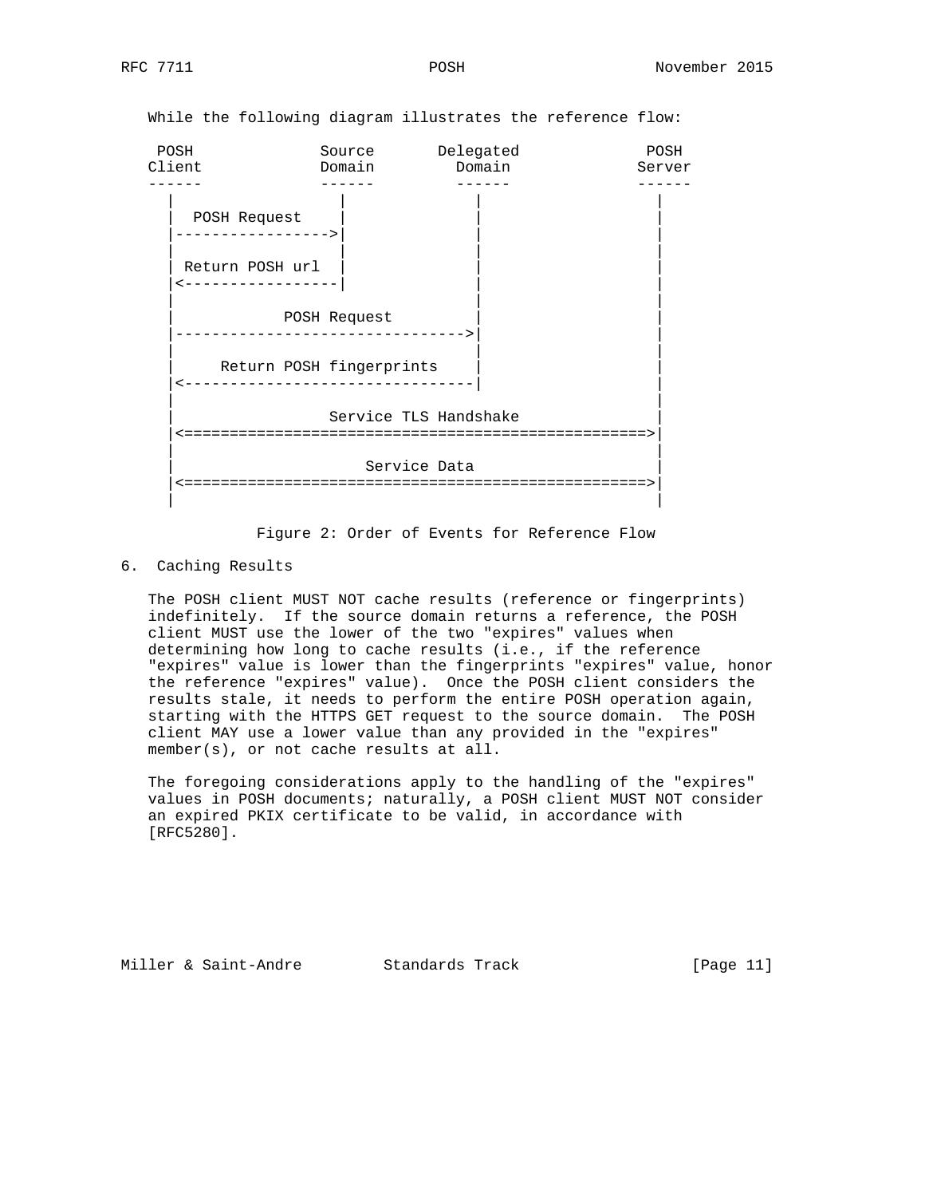While the following diagram illustrates the reference flow:

```
 POSH              Source       Delegated             POSH
Client             Domain         Domain             Server
------             ------         ------             ------
  |                  |              |                   |
  |  POSH Request    |              |                   |
  |----------------->|              |                   |
  |                  |              |                   |
  | Return POSH url  |              |                   |
  |<-----------------|              |                   |
  |                                 |                   |
  |            POSH Request         |                   |
  |-------------------------------->|                   |
  |                                 |                   |
  |     Return POSH fingerprints    |                   |
  |<--------------------------------|                   |
  |                                                     |
  |                 Service TLS Handshake               |
  |<===================================================>|
  |                                                     |
  |                     Service Data                    |
  |<===================================================>|
  |                                                     |
```

Figure 2: Order of Events for Reference Flow

## 6. Caching Results

The POSH client MUST NOT cache results (reference or fingerprints) indefinitely. If the source domain returns a reference, the POSH client MUST use the lower of the two "expires" values when determining how long to cache results (i.e., if the reference "expires" value is lower than the fingerprints "expires" value, honor the reference "expires" value). Once the POSH client considers the results stale, it needs to perform the entire POSH operation again, starting with the HTTPS GET request to the source domain. The POSH client MAY use a lower value than any provided in the "expires" member(s), or not cache results at all.

The foregoing considerations apply to the handling of the "expires" values in POSH documents; naturally, a POSH client MUST NOT consider an expired PKIX certificate to be valid, in accordance with [RFC5280].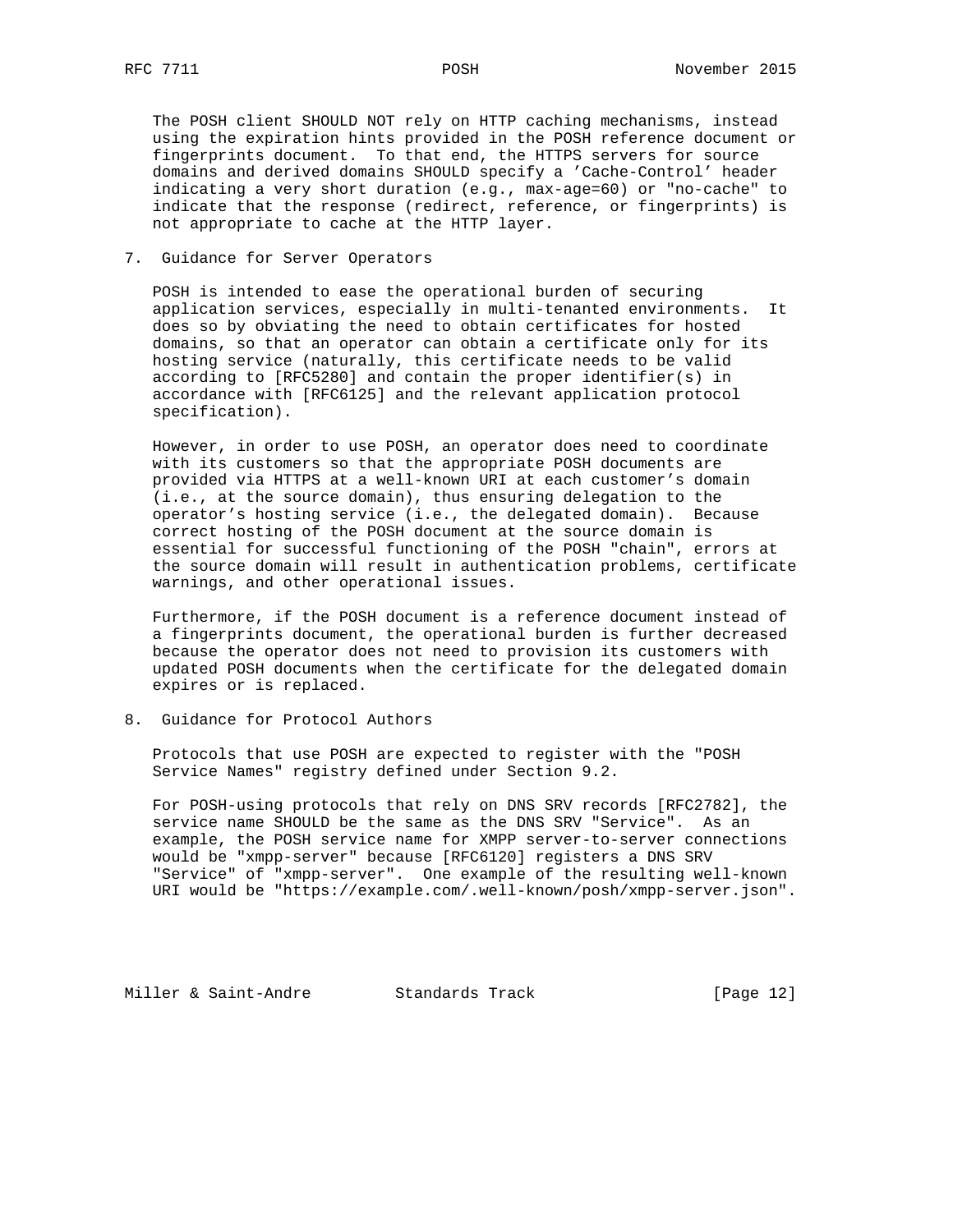The POSH client SHOULD NOT rely on HTTP caching mechanisms, instead using the expiration hints provided in the POSH reference document or fingerprints document. To that end, the HTTPS servers for source domains and derived domains SHOULD specify a 'Cache-Control' header indicating a very short duration (e.g., max-age=60) or "no-cache" to indicate that the response (redirect, reference, or fingerprints) is not appropriate to cache at the HTTP layer.

## 7. Guidance for Server Operators

POSH is intended to ease the operational burden of securing application services, especially in multi-tenanted environments. It does so by obviating the need to obtain certificates for hosted domains, so that an operator can obtain a certificate only for its hosting service (naturally, this certificate needs to be valid according to [RFC5280] and contain the proper identifier(s) in accordance with [RFC6125] and the relevant application protocol specification).

However, in order to use POSH, an operator does need to coordinate with its customers so that the appropriate POSH documents are provided via HTTPS at a well-known URI at each customer's domain (i.e., at the source domain), thus ensuring delegation to the operator's hosting service (i.e., the delegated domain). Because correct hosting of the POSH document at the source domain is essential for successful functioning of the POSH "chain", errors at the source domain will result in authentication problems, certificate warnings, and other operational issues.

Furthermore, if the POSH document is a reference document instead of a fingerprints document, the operational burden is further decreased because the operator does not need to provision its customers with updated POSH documents when the certificate for the delegated domain expires or is replaced.

## 8. Guidance for Protocol Authors

Protocols that use POSH are expected to register with the "POSH Service Names" registry defined under Section 9.2.

For POSH-using protocols that rely on DNS SRV records [RFC2782], the service name SHOULD be the same as the DNS SRV "Service". As an example, the POSH service name for XMPP server-to-server connections would be "xmpp-server" because [RFC6120] registers a DNS SRV "Service" of "xmpp-server". One example of the resulting well-known URI would be "https://example.com/.well-known/posh/xmpp-server.json".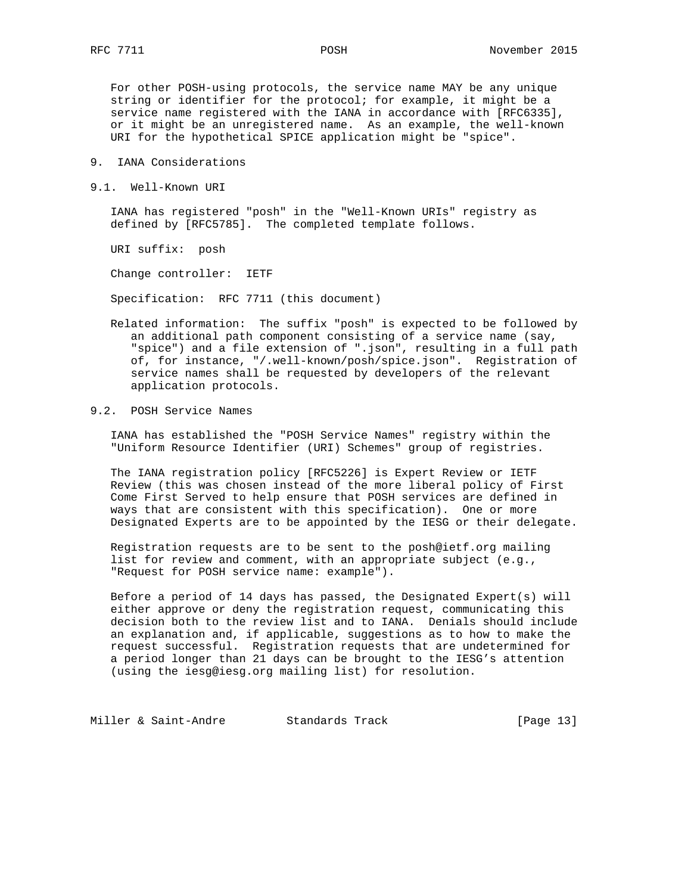For other POSH-using protocols, the service name MAY be any unique string or identifier for the protocol; for example, it might be a service name registered with the IANA in accordance with [RFC6335], or it might be an unregistered name. As an example, the well-known URI for the hypothetical SPICE application might be "spice".

# 9. IANA Considerations

## 9.1. Well-Known URI

IANA has registered "posh" in the "Well-Known URIs" registry as defined by [RFC5785]. The completed template follows.

URI suffix: posh

Change controller: IETF

Specification: RFC 7711 (this document)

Related information: The suffix "posh" is expected to be followed by an additional path component consisting of a service name (say, "spice") and a file extension of ".json", resulting in a full path of, for instance, "/.well-known/posh/spice.json". Registration of service names shall be requested by developers of the relevant application protocols.

## 9.2. POSH Service Names

IANA has established the "POSH Service Names" registry within the "Uniform Resource Identifier (URI) Schemes" group of registries.

The IANA registration policy [RFC5226] is Expert Review or IETF Review (this was chosen instead of the more liberal policy of First Come First Served to help ensure that POSH services are defined in ways that are consistent with this specification). One or more Designated Experts are to be appointed by the IESG or their delegate.

Registration requests are to be sent to the posh@ietf.org mailing list for review and comment, with an appropriate subject (e.g., "Request for POSH service name: example").

Before a period of 14 days has passed, the Designated Expert(s) will either approve or deny the registration request, communicating this decision both to the review list and to IANA. Denials should include an explanation and, if applicable, suggestions as to how to make the request successful. Registration requests that are undetermined for a period longer than 21 days can be brought to the IESG's attention (using the iesg@iesg.org mailing list) for resolution.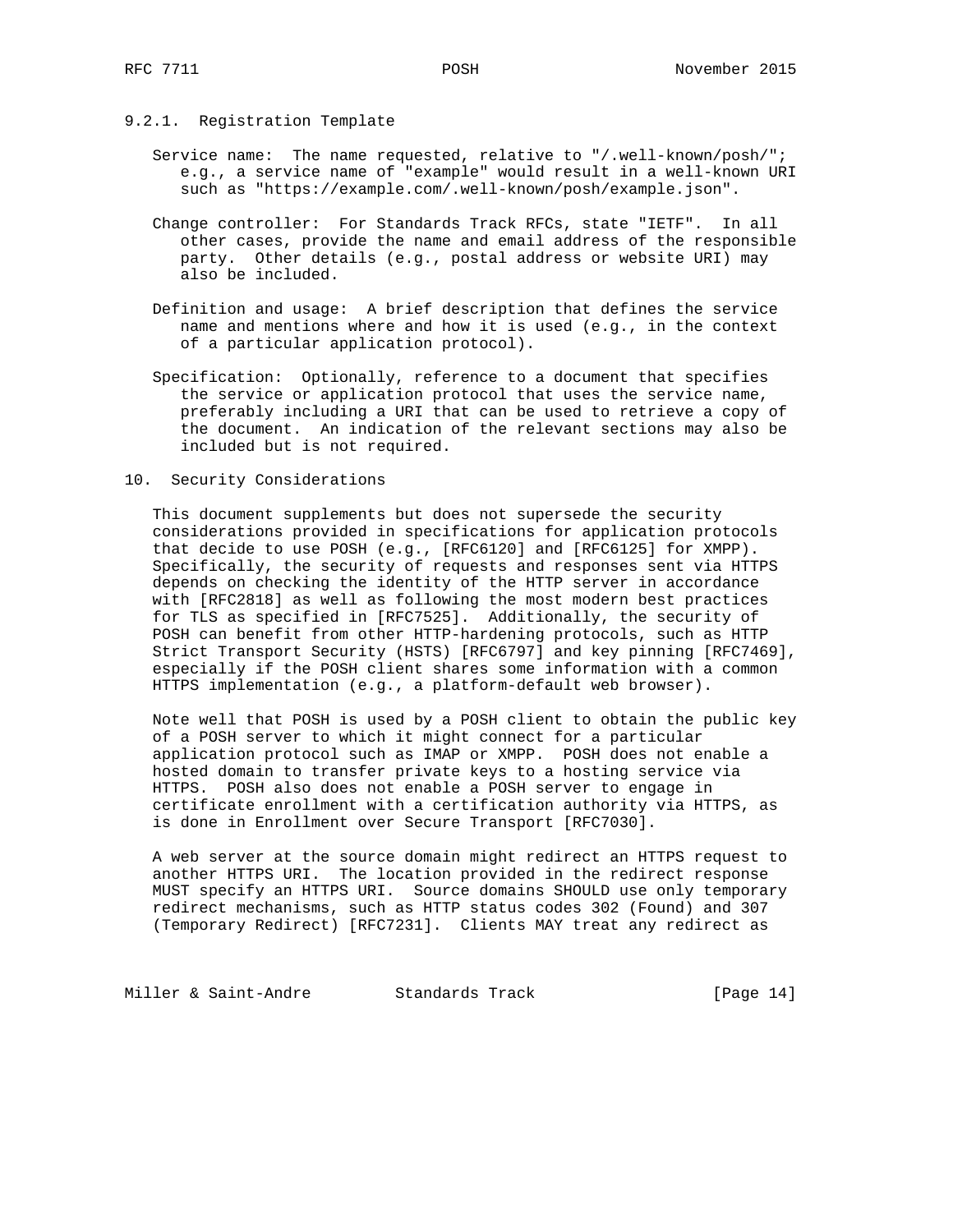### 9.2.1. Registration Template

Service name: The name requested, relative to "/.well-known/posh/"; e.g., a service name of "example" would result in a well-known URI such as "https://example.com/.well-known/posh/example.json".

Change controller: For Standards Track RFCs, state "IETF". In all other cases, provide the name and email address of the responsible party. Other details (e.g., postal address or website URI) may also be included.

Definition and usage: A brief description that defines the service name and mentions where and how it is used (e.g., in the context of a particular application protocol).

Specification: Optionally, reference to a document that specifies the service or application protocol that uses the service name, preferably including a URI that can be used to retrieve a copy of the document. An indication of the relevant sections may also be included but is not required.

## 10. Security Considerations

This document supplements but does not supersede the security considerations provided in specifications for application protocols that decide to use POSH (e.g., [RFC6120] and [RFC6125] for XMPP). Specifically, the security of requests and responses sent via HTTPS depends on checking the identity of the HTTP server in accordance with [RFC2818] as well as following the most modern best practices for TLS as specified in [RFC7525]. Additionally, the security of POSH can benefit from other HTTP-hardening protocols, such as HTTP Strict Transport Security (HSTS) [RFC6797] and key pinning [RFC7469], especially if the POSH client shares some information with a common HTTPS implementation (e.g., a platform-default web browser).

Note well that POSH is used by a POSH client to obtain the public key of a POSH server to which it might connect for a particular application protocol such as IMAP or XMPP. POSH does not enable a hosted domain to transfer private keys to a hosting service via HTTPS. POSH also does not enable a POSH server to engage in certificate enrollment with a certification authority via HTTPS, as is done in Enrollment over Secure Transport [RFC7030].

A web server at the source domain might redirect an HTTPS request to another HTTPS URI. The location provided in the redirect response MUST specify an HTTPS URI. Source domains SHOULD use only temporary redirect mechanisms, such as HTTP status codes 302 (Found) and 307 (Temporary Redirect) [RFC7231]. Clients MAY treat any redirect as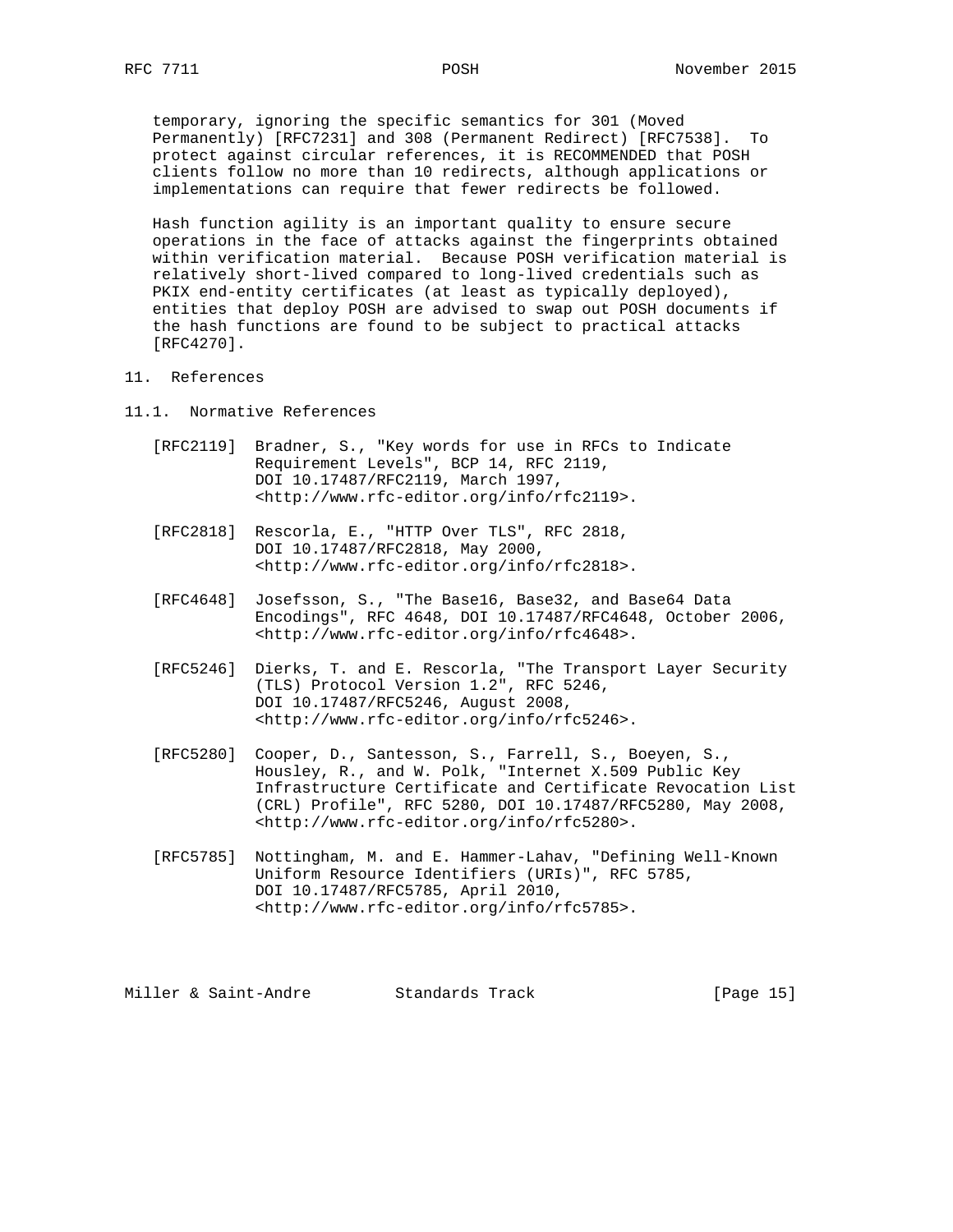temporary, ignoring the specific semantics for 301 (Moved Permanently) [RFC7231] and 308 (Permanent Redirect) [RFC7538]. To protect against circular references, it is RECOMMENDED that POSH clients follow no more than 10 redirects, although applications or implementations can require that fewer redirects be followed.

Hash function agility is an important quality to ensure secure operations in the face of attacks against the fingerprints obtained within verification material. Because POSH verification material is relatively short-lived compared to long-lived credentials such as PKIX end-entity certificates (at least as typically deployed), entities that deploy POSH are advised to swap out POSH documents if the hash functions are found to be subject to practical attacks [RFC4270].

## 11. References

### 11.1. Normative References

[RFC2119] Bradner, S., "Key words for use in RFCs to Indicate Requirement Levels", BCP 14, RFC 2119, DOI 10.17487/RFC2119, March 1997, <http://www.rfc-editor.org/info/rfc2119>.

[RFC2818] Rescorla, E., "HTTP Over TLS", RFC 2818, DOI 10.17487/RFC2818, May 2000, <http://www.rfc-editor.org/info/rfc2818>.

[RFC4648] Josefsson, S., "The Base16, Base32, and Base64 Data Encodings", RFC 4648, DOI 10.17487/RFC4648, October 2006, <http://www.rfc-editor.org/info/rfc4648>.

[RFC5246] Dierks, T. and E. Rescorla, "The Transport Layer Security (TLS) Protocol Version 1.2", RFC 5246, DOI 10.17487/RFC5246, August 2008, <http://www.rfc-editor.org/info/rfc5246>.

[RFC5280] Cooper, D., Santesson, S., Farrell, S., Boeyen, S., Housley, R., and W. Polk, "Internet X.509 Public Key Infrastructure Certificate and Certificate Revocation List (CRL) Profile", RFC 5280, DOI 10.17487/RFC5280, May 2008, <http://www.rfc-editor.org/info/rfc5280>.

[RFC5785] Nottingham, M. and E. Hammer-Lahav, "Defining Well-Known Uniform Resource Identifiers (URIs)", RFC 5785, DOI 10.17487/RFC5785, April 2010, <http://www.rfc-editor.org/info/rfc5785>.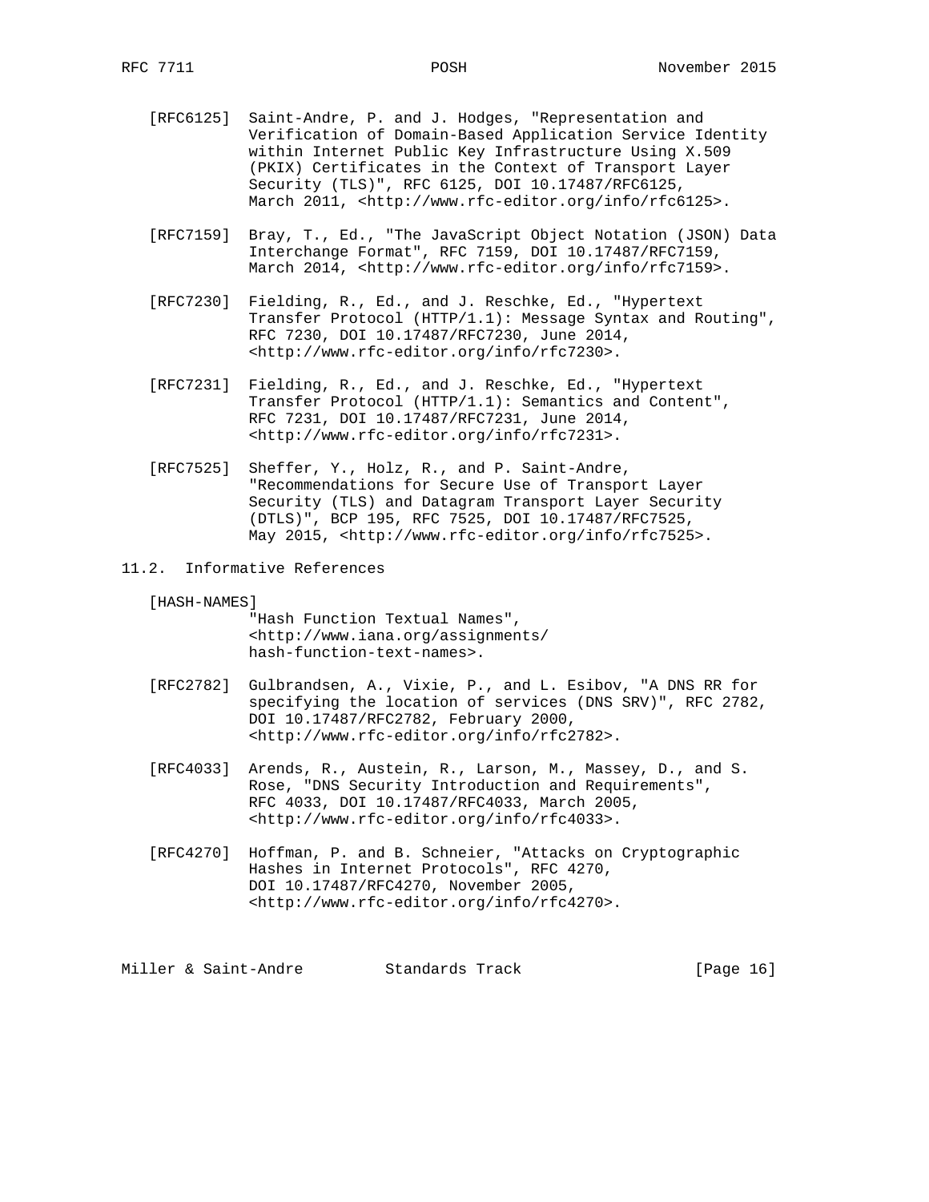[RFC6125] Saint-Andre, P. and J. Hodges, "Representation and Verification of Domain-Based Application Service Identity within Internet Public Key Infrastructure Using X.509 (PKIX) Certificates in the Context of Transport Layer Security (TLS)", RFC 6125, DOI 10.17487/RFC6125, March 2011, <http://www.rfc-editor.org/info/rfc6125>.

[RFC7159] Bray, T., Ed., "The JavaScript Object Notation (JSON) Data Interchange Format", RFC 7159, DOI 10.17487/RFC7159, March 2014, <http://www.rfc-editor.org/info/rfc7159>.

[RFC7230] Fielding, R., Ed., and J. Reschke, Ed., "Hypertext Transfer Protocol (HTTP/1.1): Message Syntax and Routing", RFC 7230, DOI 10.17487/RFC7230, June 2014, <http://www.rfc-editor.org/info/rfc7230>.

[RFC7231] Fielding, R., Ed., and J. Reschke, Ed., "Hypertext Transfer Protocol (HTTP/1.1): Semantics and Content", RFC 7231, DOI 10.17487/RFC7231, June 2014, <http://www.rfc-editor.org/info/rfc7231>.

[RFC7525] Sheffer, Y., Holz, R., and P. Saint-Andre, "Recommendations for Secure Use of Transport Layer Security (TLS) and Datagram Transport Layer Security (DTLS)", BCP 195, RFC 7525, DOI 10.17487/RFC7525, May 2015, <http://www.rfc-editor.org/info/rfc7525>.

### 11.2. Informative References

[HASH-NAMES] "Hash Function Textual Names", <http://www.iana.org/assignments/hash-function-text-names>.

[RFC2782] Gulbrandsen, A., Vixie, P., and L. Esibov, "A DNS RR for specifying the location of services (DNS SRV)", RFC 2782, DOI 10.17487/RFC2782, February 2000, <http://www.rfc-editor.org/info/rfc2782>.

[RFC4033] Arends, R., Austein, R., Larson, M., Massey, D., and S. Rose, "DNS Security Introduction and Requirements", RFC 4033, DOI 10.17487/RFC4033, March 2005, <http://www.rfc-editor.org/info/rfc4033>.

[RFC4270] Hoffman, P. and B. Schneier, "Attacks on Cryptographic Hashes in Internet Protocols", RFC 4270, DOI 10.17487/RFC4270, November 2005, <http://www.rfc-editor.org/info/rfc4270>.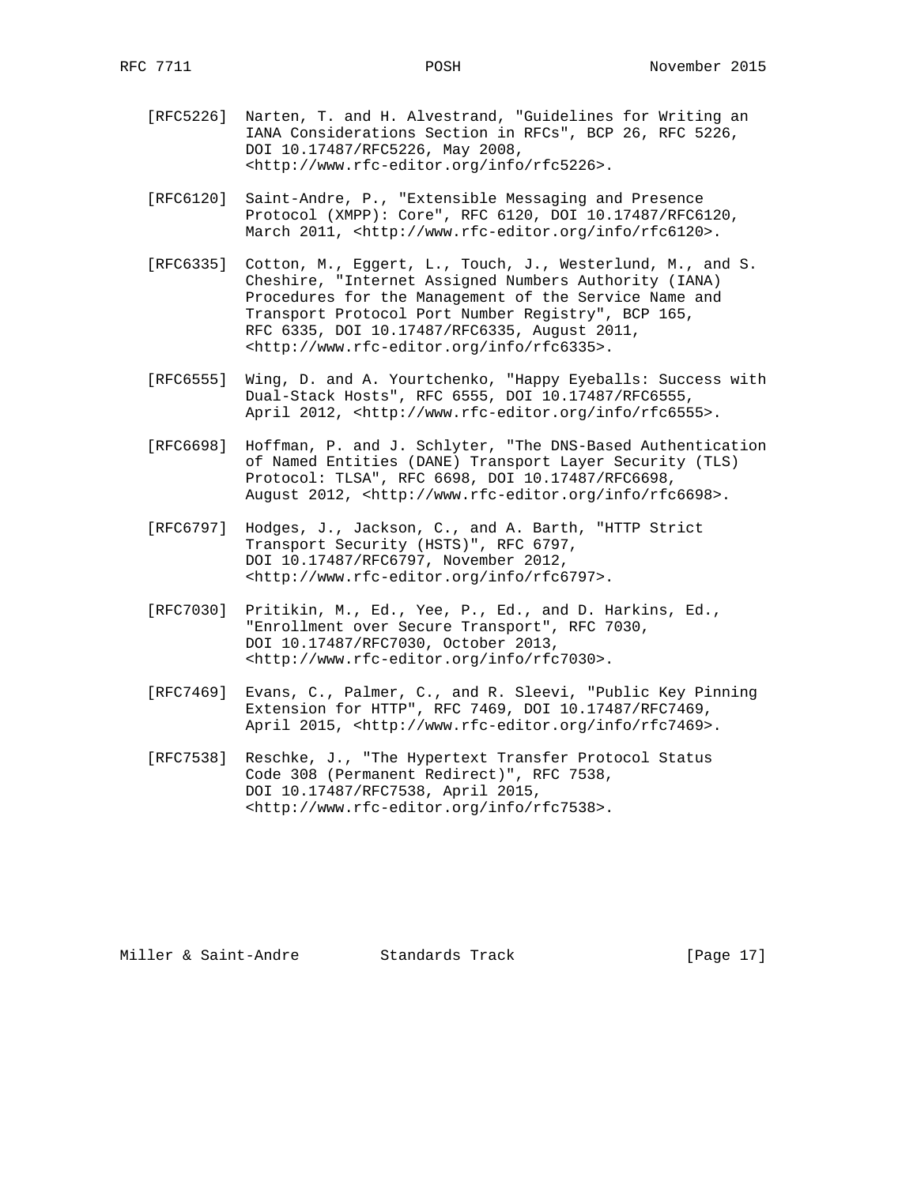[RFC5226] Narten, T. and H. Alvestrand, "Guidelines for Writing an IANA Considerations Section in RFCs", BCP 26, RFC 5226, DOI 10.17487/RFC5226, May 2008, <http://www.rfc-editor.org/info/rfc5226>.

[RFC6120] Saint-Andre, P., "Extensible Messaging and Presence Protocol (XMPP): Core", RFC 6120, DOI 10.17487/RFC6120, March 2011, <http://www.rfc-editor.org/info/rfc6120>.

[RFC6335] Cotton, M., Eggert, L., Touch, J., Westerlund, M., and S. Cheshire, "Internet Assigned Numbers Authority (IANA) Procedures for the Management of the Service Name and Transport Protocol Port Number Registry", BCP 165, RFC 6335, DOI 10.17487/RFC6335, August 2011, <http://www.rfc-editor.org/info/rfc6335>.

[RFC6555] Wing, D. and A. Yourtchenko, "Happy Eyeballs: Success with Dual-Stack Hosts", RFC 6555, DOI 10.17487/RFC6555, April 2012, <http://www.rfc-editor.org/info/rfc6555>.

[RFC6698] Hoffman, P. and J. Schlyter, "The DNS-Based Authentication of Named Entities (DANE) Transport Layer Security (TLS) Protocol: TLSA", RFC 6698, DOI 10.17487/RFC6698, August 2012, <http://www.rfc-editor.org/info/rfc6698>.

[RFC6797] Hodges, J., Jackson, C., and A. Barth, "HTTP Strict Transport Security (HSTS)", RFC 6797, DOI 10.17487/RFC6797, November 2012, <http://www.rfc-editor.org/info/rfc6797>.

[RFC7030] Pritikin, M., Ed., Yee, P., Ed., and D. Harkins, Ed., "Enrollment over Secure Transport", RFC 7030, DOI 10.17487/RFC7030, October 2013, <http://www.rfc-editor.org/info/rfc7030>.

[RFC7469] Evans, C., Palmer, C., and R. Sleevi, "Public Key Pinning Extension for HTTP", RFC 7469, DOI 10.17487/RFC7469, April 2015, <http://www.rfc-editor.org/info/rfc7469>.

[RFC7538] Reschke, J., "The Hypertext Transfer Protocol Status Code 308 (Permanent Redirect)", RFC 7538, DOI 10.17487/RFC7538, April 2015, <http://www.rfc-editor.org/info/rfc7538>.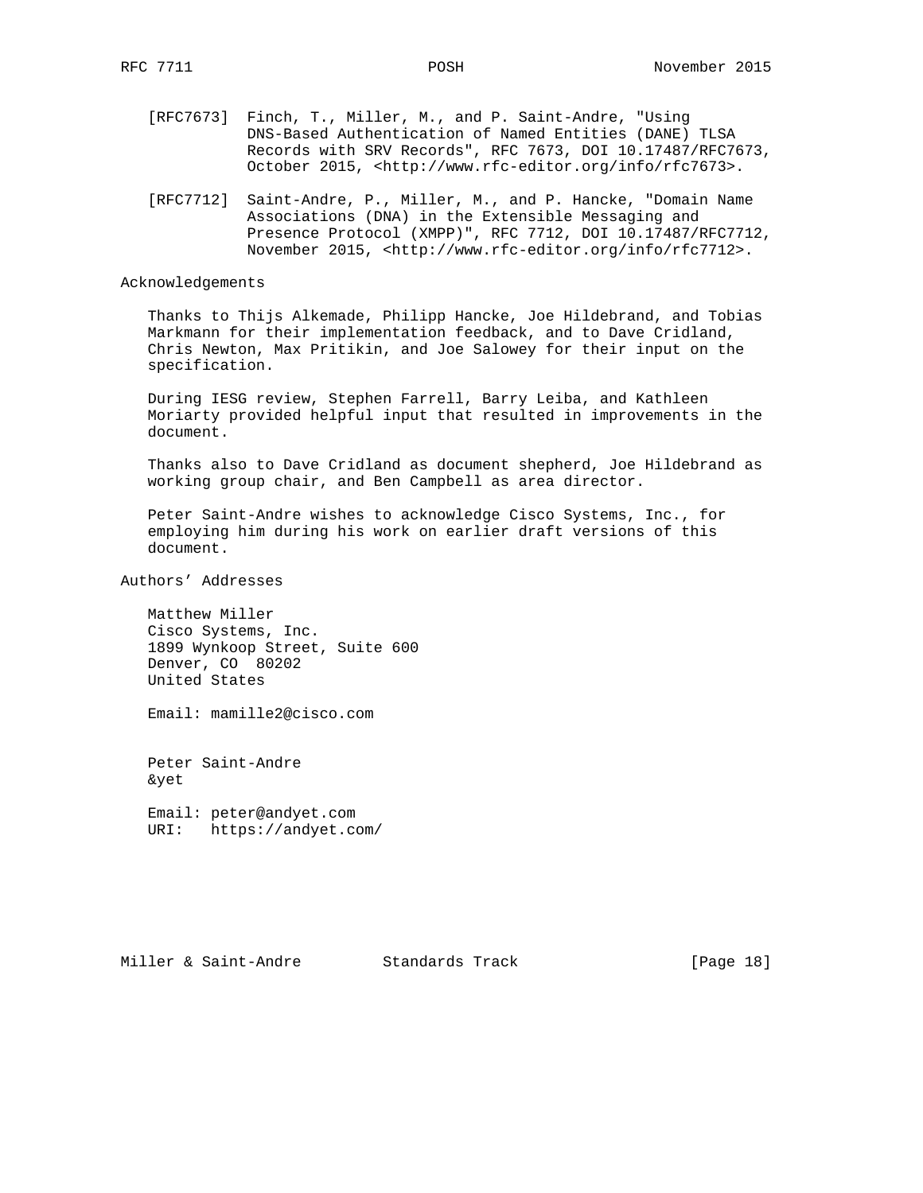[RFC7673] Finch, T., Miller, M., and P. Saint-Andre, "Using DNS-Based Authentication of Named Entities (DANE) TLSA Records with SRV Records", RFC 7673, DOI 10.17487/RFC7673, October 2015, <http://www.rfc-editor.org/info/rfc7673>.

[RFC7712] Saint-Andre, P., Miller, M., and P. Hancke, "Domain Name Associations (DNA) in the Extensible Messaging and Presence Protocol (XMPP)", RFC 7712, DOI 10.17487/RFC7712, November 2015, <http://www.rfc-editor.org/info/rfc7712>.

## Acknowledgements

Thanks to Thijs Alkemade, Philipp Hancke, Joe Hildebrand, and Tobias Markmann for their implementation feedback, and to Dave Cridland, Chris Newton, Max Pritikin, and Joe Salowey for their input on the specification.

During IESG review, Stephen Farrell, Barry Leiba, and Kathleen Moriarty provided helpful input that resulted in improvements in the document.

Thanks also to Dave Cridland as document shepherd, Joe Hildebrand as working group chair, and Ben Campbell as area director.

Peter Saint-Andre wishes to acknowledge Cisco Systems, Inc., for employing him during his work on earlier draft versions of this document.

## Authors' Addresses

Matthew Miller
Cisco Systems, Inc.
1899 Wynkoop Street, Suite 600
Denver, CO 80202
United States

Email: mamille2@cisco.com

Peter Saint-Andre
&yet

Email: peter@andyet.com
URI: https://andyet.com/